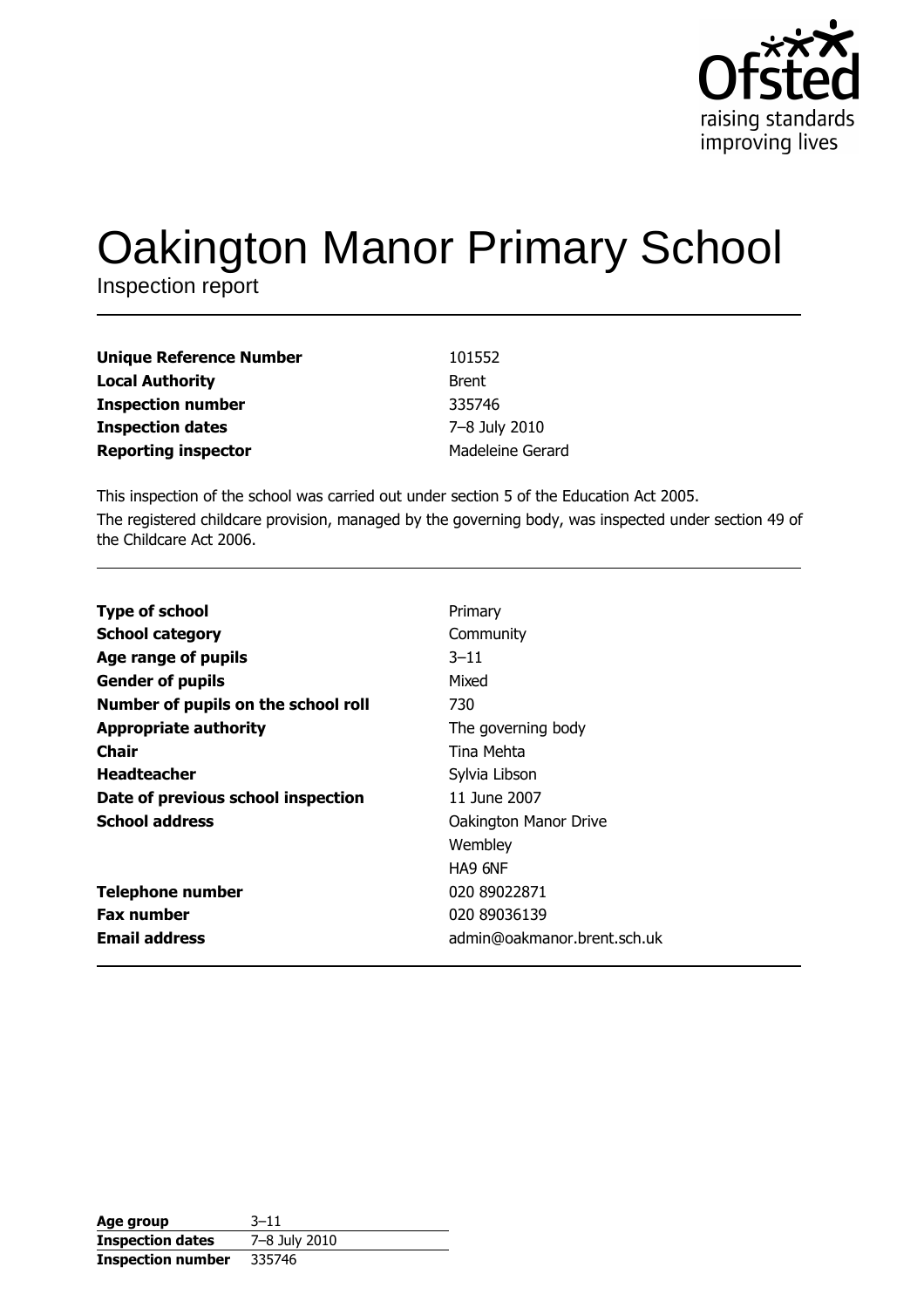# Oakington Manor Primary School

Inspection report

| | |
|---|---|
| **Unique Reference Number** | 101552 |
| **Local Authority** | Brent |
| **Inspection number** | 335746 |
| **Inspection dates** | 7–8 July 2010 |
| **Reporting inspector** | Madeleine Gerard |

This inspection of the school was carried out under section 5 of the Education Act 2005.

The registered childcare provision, managed by the governing body, was inspected under section 49 of the Childcare Act 2006.

| | |
|---|---|
| **Type of school** | Primary |
| **School category** | Community |
| **Age range of pupils** | 3–11 |
| **Gender of pupils** | Mixed |
| **Number of pupils on the school roll** | 730 |
| **Appropriate authority** | The governing body |
| **Chair** | Tina Mehta |
| **Headteacher** | Sylvia Libson |
| **Date of previous school inspection** | 11 June 2007 |
| **School address** | Oakington Manor Drive<br>Wembley<br>HA9 6NF |
| **Telephone number** | 020 89022871 |
| **Fax number** | 020 89036139 |
| **Email address** | admin@oakmanor.brent.sch.uk |

| | |
|---|---|
| **Age group** | 3–11 |
| **Inspection dates** | 7–8 July 2010 |
| **Inspection number** | 335746 |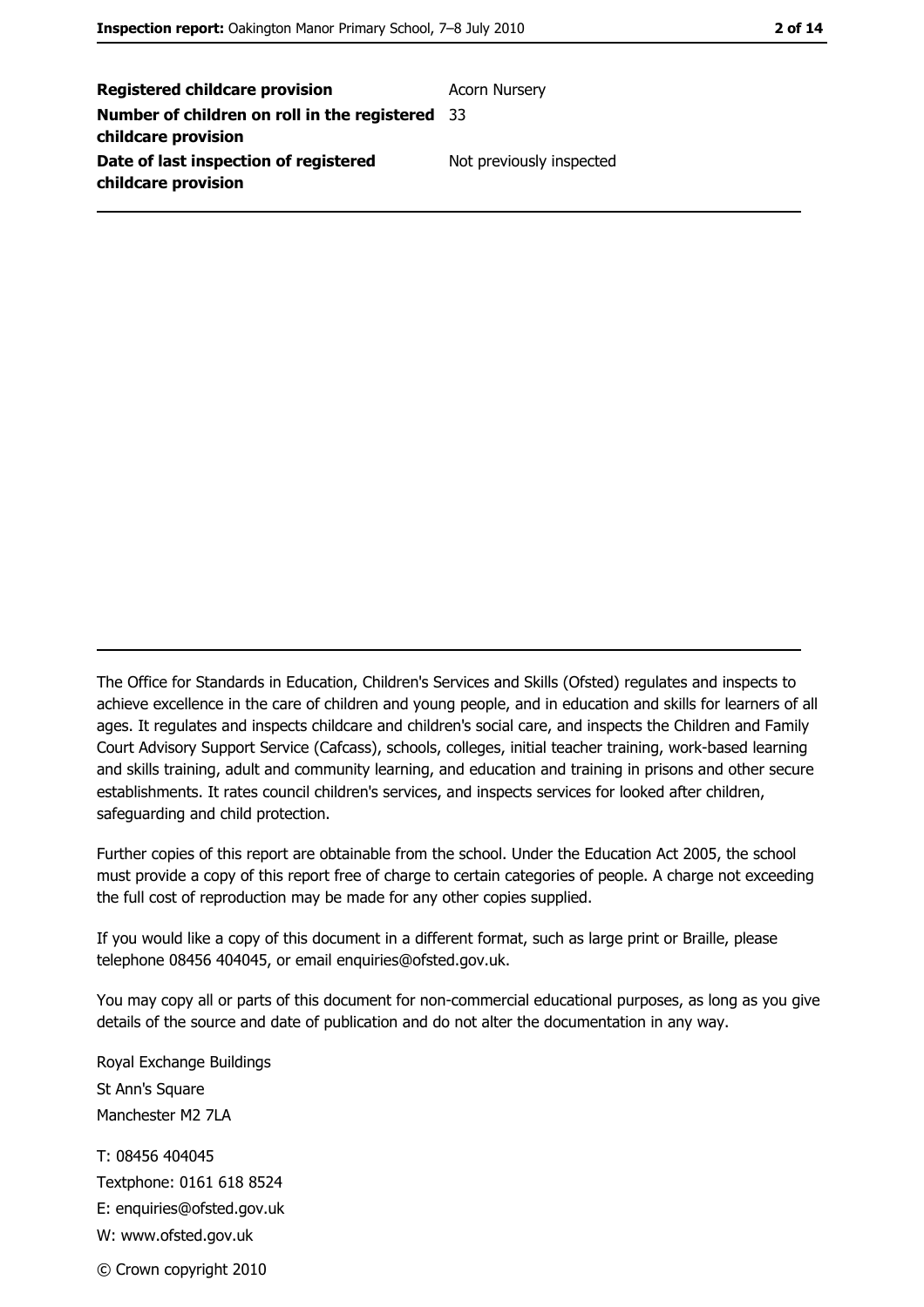| | |
|---|---|
| **Registered childcare provision** | Acorn Nursery |
| **Number of children on roll in the registered childcare provision** | 33 |
| **Date of last inspection of registered childcare provision** | Not previously inspected |

---

The Office for Standards in Education, Children's Services and Skills (Ofsted) regulates and inspects to achieve excellence in the care of children and young people, and in education and skills for learners of all ages. It regulates and inspects childcare and children's social care, and inspects the Children and Family Court Advisory Support Service (Cafcass), schools, colleges, initial teacher training, work-based learning and skills training, adult and community learning, and education and training in prisons and other secure establishments. It rates council children's services, and inspects services for looked after children, safeguarding and child protection.

Further copies of this report are obtainable from the school. Under the Education Act 2005, the school must provide a copy of this report free of charge to certain categories of people. A charge not exceeding the full cost of reproduction may be made for any other copies supplied.

If you would like a copy of this document in a different format, such as large print or Braille, please telephone 08456 404045, or email enquiries@ofsted.gov.uk.

You may copy all or parts of this document for non-commercial educational purposes, as long as you give details of the source and date of publication and do not alter the documentation in any way.

Royal Exchange Buildings
St Ann's Square
Manchester M2 7LA

T: 08456 404045
Textphone: 0161 618 8524
E: enquiries@ofsted.gov.uk
W: www.ofsted.gov.uk

© Crown copyright 2010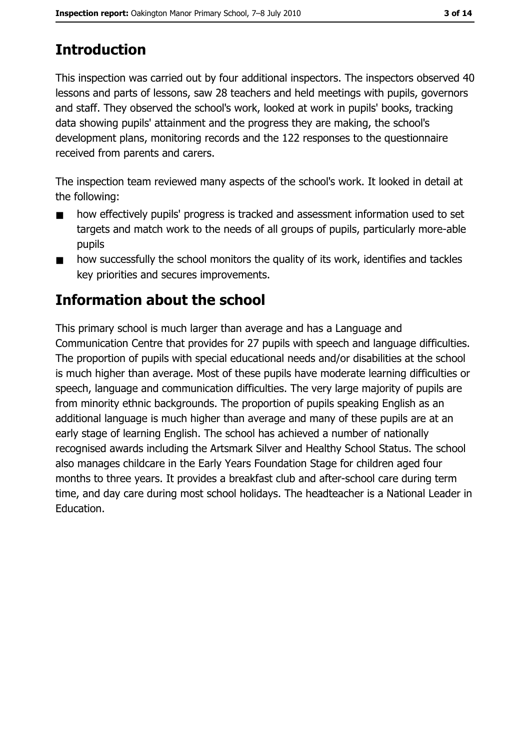# Introduction

This inspection was carried out by four additional inspectors. The inspectors observed 40 lessons and parts of lessons, saw 28 teachers and held meetings with pupils, governors and staff. They observed the school's work, looked at work in pupils' books, tracking data showing pupils' attainment and the progress they are making, the school's development plans, monitoring records and the 122 responses to the questionnaire received from parents and carers.

The inspection team reviewed many aspects of the school's work. It looked in detail at the following:

- how effectively pupils' progress is tracked and assessment information used to set targets and match work to the needs of all groups of pupils, particularly more-able pupils
- how successfully the school monitors the quality of its work, identifies and tackles key priorities and secures improvements.

# Information about the school

This primary school is much larger than average and has a Language and Communication Centre that provides for 27 pupils with speech and language difficulties. The proportion of pupils with special educational needs and/or disabilities at the school is much higher than average. Most of these pupils have moderate learning difficulties or speech, language and communication difficulties. The very large majority of pupils are from minority ethnic backgrounds. The proportion of pupils speaking English as an additional language is much higher than average and many of these pupils are at an early stage of learning English. The school has achieved a number of nationally recognised awards including the Artsmark Silver and Healthy School Status. The school also manages childcare in the Early Years Foundation Stage for children aged four months to three years. It provides a breakfast club and after-school care during term time, and day care during most school holidays. The headteacher is a National Leader in Education.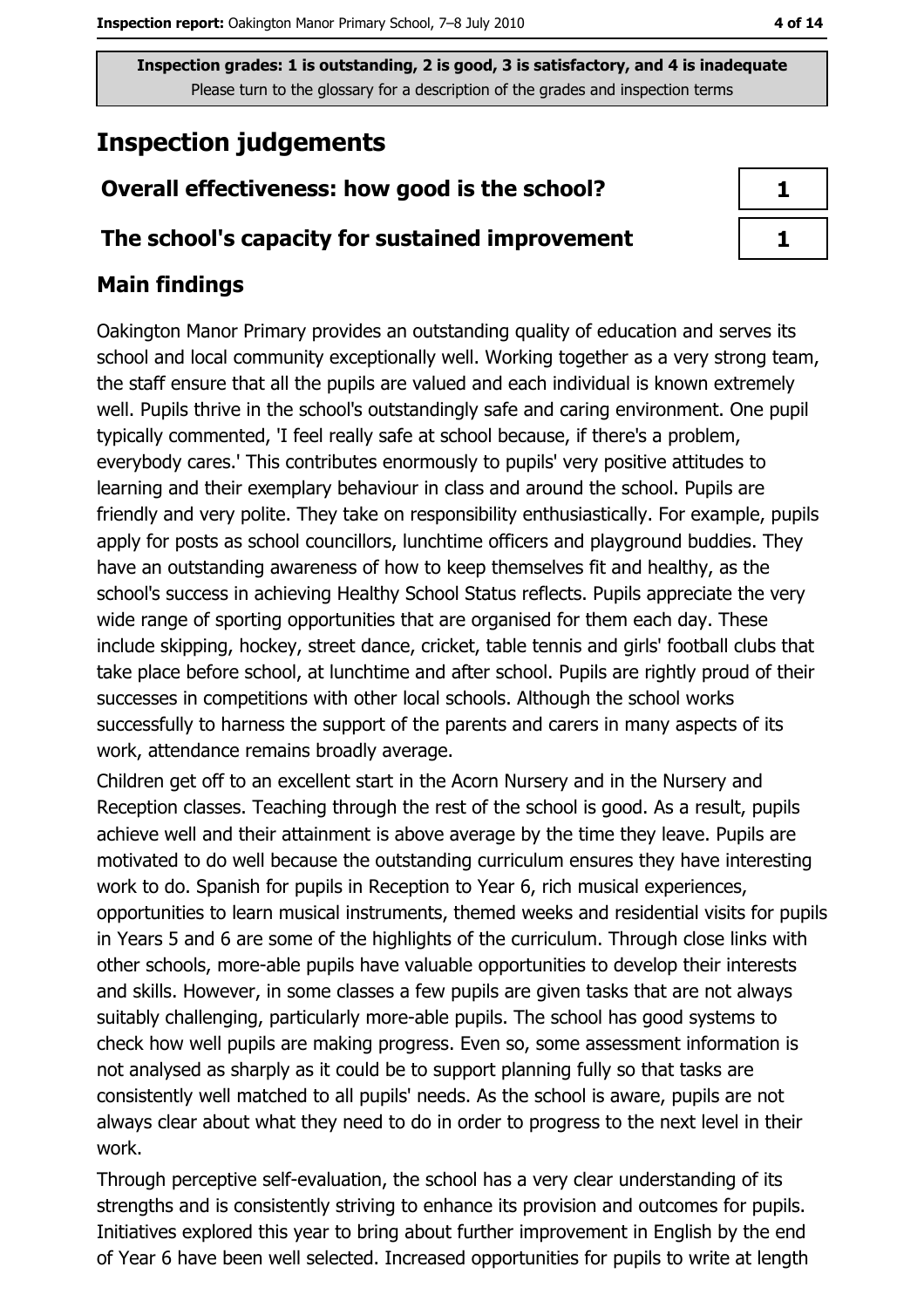**Inspection grades: 1 is outstanding, 2 is good, 3 is satisfactory, and 4 is inadequate**
Please turn to the glossary for a description of the grades and inspection terms

# Inspection judgements

| Overall effectiveness: how good is the school? | 1 |
| --- | --- |
| The school's capacity for sustained improvement | 1 |

## Main findings

Oakington Manor Primary provides an outstanding quality of education and serves its school and local community exceptionally well. Working together as a very strong team, the staff ensure that all the pupils are valued and each individual is known extremely well. Pupils thrive in the school's outstandingly safe and caring environment. One pupil typically commented, 'I feel really safe at school because, if there's a problem, everybody cares.' This contributes enormously to pupils' very positive attitudes to learning and their exemplary behaviour in class and around the school. Pupils are friendly and very polite. They take on responsibility enthusiastically. For example, pupils apply for posts as school councillors, lunchtime officers and playground buddies. They have an outstanding awareness of how to keep themselves fit and healthy, as the school's success in achieving Healthy School Status reflects. Pupils appreciate the very wide range of sporting opportunities that are organised for them each day. These include skipping, hockey, street dance, cricket, table tennis and girls' football clubs that take place before school, at lunchtime and after school. Pupils are rightly proud of their successes in competitions with other local schools. Although the school works successfully to harness the support of the parents and carers in many aspects of its work, attendance remains broadly average.

Children get off to an excellent start in the Acorn Nursery and in the Nursery and Reception classes. Teaching through the rest of the school is good. As a result, pupils achieve well and their attainment is above average by the time they leave. Pupils are motivated to do well because the outstanding curriculum ensures they have interesting work to do. Spanish for pupils in Reception to Year 6, rich musical experiences, opportunities to learn musical instruments, themed weeks and residential visits for pupils in Years 5 and 6 are some of the highlights of the curriculum. Through close links with other schools, more-able pupils have valuable opportunities to develop their interests and skills. However, in some classes a few pupils are given tasks that are not always suitably challenging, particularly more-able pupils. The school has good systems to check how well pupils are making progress. Even so, some assessment information is not analysed as sharply as it could be to support planning fully so that tasks are consistently well matched to all pupils' needs. As the school is aware, pupils are not always clear about what they need to do in order to progress to the next level in their work.

Through perceptive self-evaluation, the school has a very clear understanding of its strengths and is consistently striving to enhance its provision and outcomes for pupils. Initiatives explored this year to bring about further improvement in English by the end of Year 6 have been well selected. Increased opportunities for pupils to write at length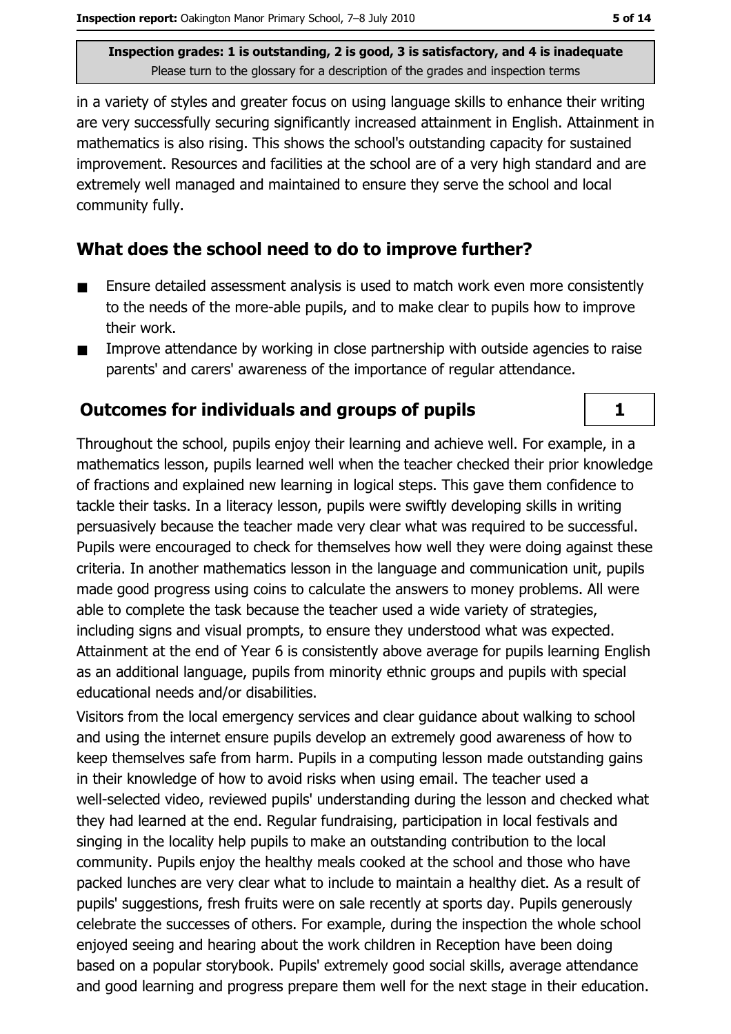in a variety of styles and greater focus on using language skills to enhance their writing are very successfully securing significantly increased attainment in English. Attainment in mathematics is also rising. This shows the school's outstanding capacity for sustained improvement. Resources and facilities at the school are of a very high standard and are extremely well managed and maintained to ensure they serve the school and local community fully.

## What does the school need to do to improve further?

- Ensure detailed assessment analysis is used to match work even more consistently to the needs of the more-able pupils, and to make clear to pupils how to improve their work.
- Improve attendance by working in close partnership with outside agencies to raise parents' and carers' awareness of the importance of regular attendance.

## Outcomes for individuals and groups of pupils

**1**

Throughout the school, pupils enjoy their learning and achieve well. For example, in a mathematics lesson, pupils learned well when the teacher checked their prior knowledge of fractions and explained new learning in logical steps. This gave them confidence to tackle their tasks. In a literacy lesson, pupils were swiftly developing skills in writing persuasively because the teacher made very clear what was required to be successful. Pupils were encouraged to check for themselves how well they were doing against these criteria. In another mathematics lesson in the language and communication unit, pupils made good progress using coins to calculate the answers to money problems. All were able to complete the task because the teacher used a wide variety of strategies, including signs and visual prompts, to ensure they understood what was expected. Attainment at the end of Year 6 is consistently above average for pupils learning English as an additional language, pupils from minority ethnic groups and pupils with special educational needs and/or disabilities.

Visitors from the local emergency services and clear guidance about walking to school and using the internet ensure pupils develop an extremely good awareness of how to keep themselves safe from harm. Pupils in a computing lesson made outstanding gains in their knowledge of how to avoid risks when using email. The teacher used a well-selected video, reviewed pupils' understanding during the lesson and checked what they had learned at the end. Regular fundraising, participation in local festivals and singing in the locality help pupils to make an outstanding contribution to the local community. Pupils enjoy the healthy meals cooked at the school and those who have packed lunches are very clear what to include to maintain a healthy diet. As a result of pupils' suggestions, fresh fruits were on sale recently at sports day. Pupils generously celebrate the successes of others. For example, during the inspection the whole school enjoyed seeing and hearing about the work children in Reception have been doing based on a popular storybook. Pupils' extremely good social skills, average attendance and good learning and progress prepare them well for the next stage in their education.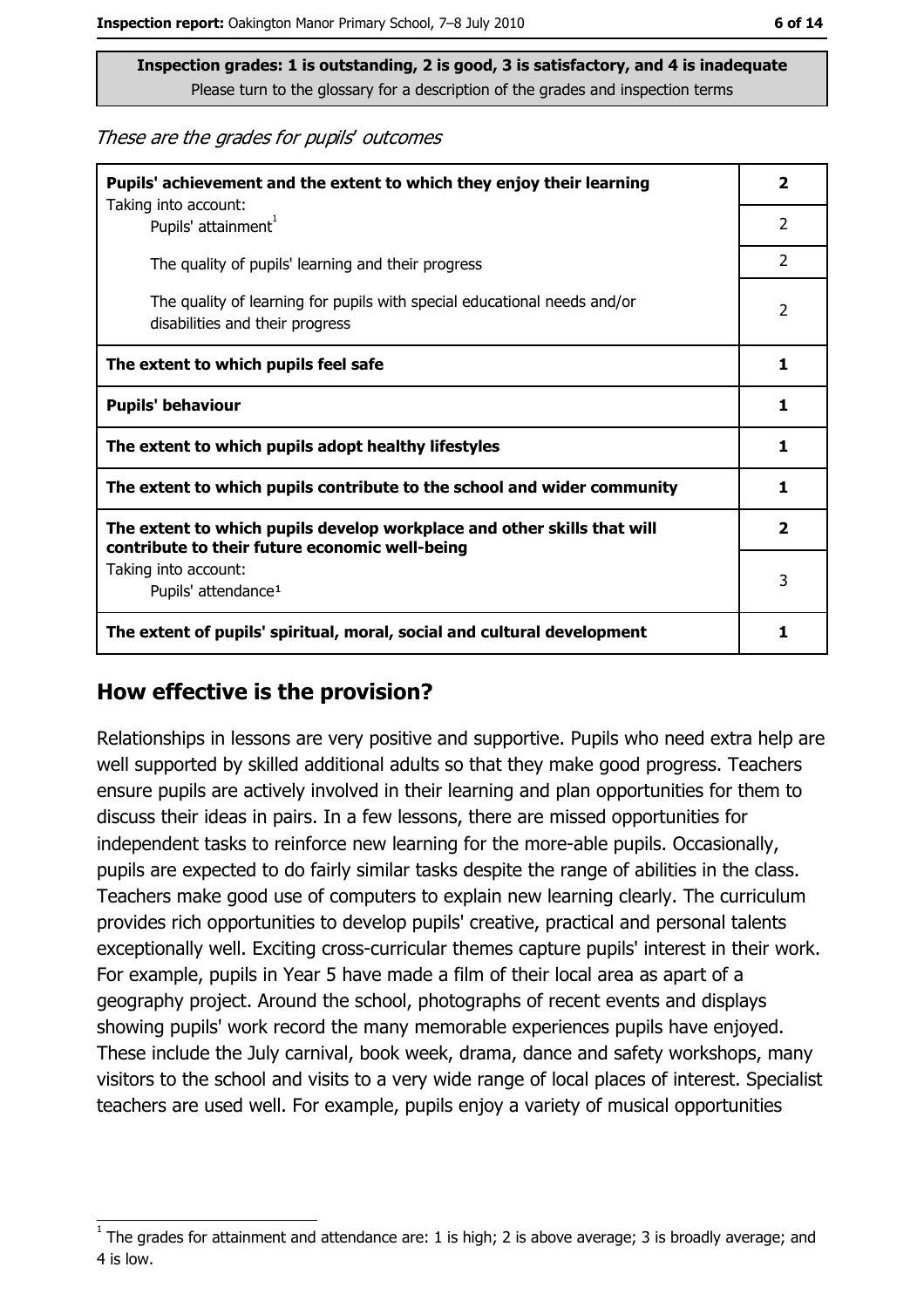**Inspection grades: 1 is outstanding, 2 is good, 3 is satisfactory, and 4 is inadequate**
Please turn to the glossary for a description of the grades and inspection terms

*These are the grades for pupils' outcomes*

| | |
|---|---|
| **Pupils' achievement and the extent to which they enjoy their learning** | **2** |
| Taking into account: Pupils' attainment[1] | 2 |
| The quality of pupils' learning and their progress | 2 |
| The quality of learning for pupils with special educational needs and/or disabilities and their progress | 2 |
| **The extent to which pupils feel safe** | **1** |
| **Pupils' behaviour** | **1** |
| **The extent to which pupils adopt healthy lifestyles** | **1** |
| **The extent to which pupils contribute to the school and wider community** | **1** |
| **The extent to which pupils develop workplace and other skills that will contribute to their future economic well-being** | **2** |
| Taking into account: Pupils' attendance[1] | 3 |
| **The extent of pupils' spiritual, moral, social and cultural development** | **1** |

## How effective is the provision?

Relationships in lessons are very positive and supportive. Pupils who need extra help are well supported by skilled additional adults so that they make good progress. Teachers ensure pupils are actively involved in their learning and plan opportunities for them to discuss their ideas in pairs. In a few lessons, there are missed opportunities for independent tasks to reinforce new learning for the more-able pupils. Occasionally, pupils are expected to do fairly similar tasks despite the range of abilities in the class. Teachers make good use of computers to explain new learning clearly. The curriculum provides rich opportunities to develop pupils' creative, practical and personal talents exceptionally well. Exciting cross-curricular themes capture pupils' interest in their work. For example, pupils in Year 5 have made a film of their local area as apart of a geography project. Around the school, photographs of recent events and displays showing pupils' work record the many memorable experiences pupils have enjoyed. These include the July carnival, book week, drama, dance and safety workshops, many visitors to the school and visits to a very wide range of local places of interest. Specialist teachers are used well. For example, pupils enjoy a variety of musical opportunities

[1] The grades for attainment and attendance are: 1 is high; 2 is above average; 3 is broadly average; and 4 is low.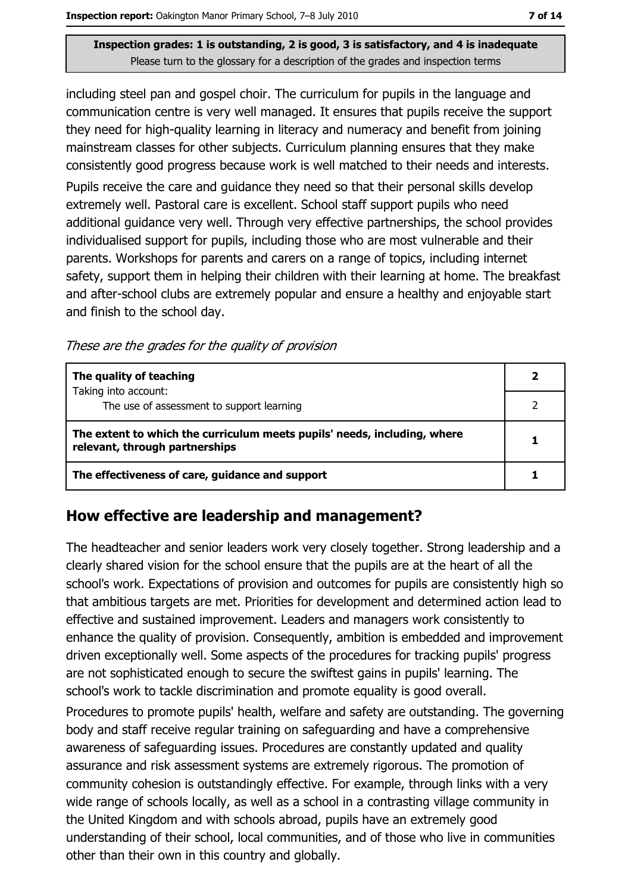including steel pan and gospel choir. The curriculum for pupils in the language and communication centre is very well managed. It ensures that pupils receive the support they need for high-quality learning in literacy and numeracy and benefit from joining mainstream classes for other subjects. Curriculum planning ensures that they make consistently good progress because work is well matched to their needs and interests.

Pupils receive the care and guidance they need so that their personal skills develop extremely well. Pastoral care is excellent. School staff support pupils who need additional guidance very well. Through very effective partnerships, the school provides individualised support for pupils, including those who are most vulnerable and their parents. Workshops for parents and carers on a range of topics, including internet safety, support them in helping their children with their learning at home. The breakfast and after-school clubs are extremely popular and ensure a healthy and enjoyable start and finish to the school day.

*These are the grades for the quality of provision*

| | |
|---|---|
| **The quality of teaching** | **2** |
| Taking into account: The use of assessment to support learning | 2 |
| **The extent to which the curriculum meets pupils' needs, including, where relevant, through partnerships** | **1** |
| **The effectiveness of care, guidance and support** | **1** |

## How effective are leadership and management?

The headteacher and senior leaders work very closely together. Strong leadership and a clearly shared vision for the school ensure that the pupils are at the heart of all the school's work. Expectations of provision and outcomes for pupils are consistently high so that ambitious targets are met. Priorities for development and determined action lead to effective and sustained improvement. Leaders and managers work consistently to enhance the quality of provision. Consequently, ambition is embedded and improvement driven exceptionally well. Some aspects of the procedures for tracking pupils' progress are not sophisticated enough to secure the swiftest gains in pupils' learning. The school's work to tackle discrimination and promote equality is good overall.

Procedures to promote pupils' health, welfare and safety are outstanding. The governing body and staff receive regular training on safeguarding and have a comprehensive awareness of safeguarding issues. Procedures are constantly updated and quality assurance and risk assessment systems are extremely rigorous. The promotion of community cohesion is outstandingly effective. For example, through links with a very wide range of schools locally, as well as a school in a contrasting village community in the United Kingdom and with schools abroad, pupils have an extremely good understanding of their school, local communities, and of those who live in communities other than their own in this country and globally.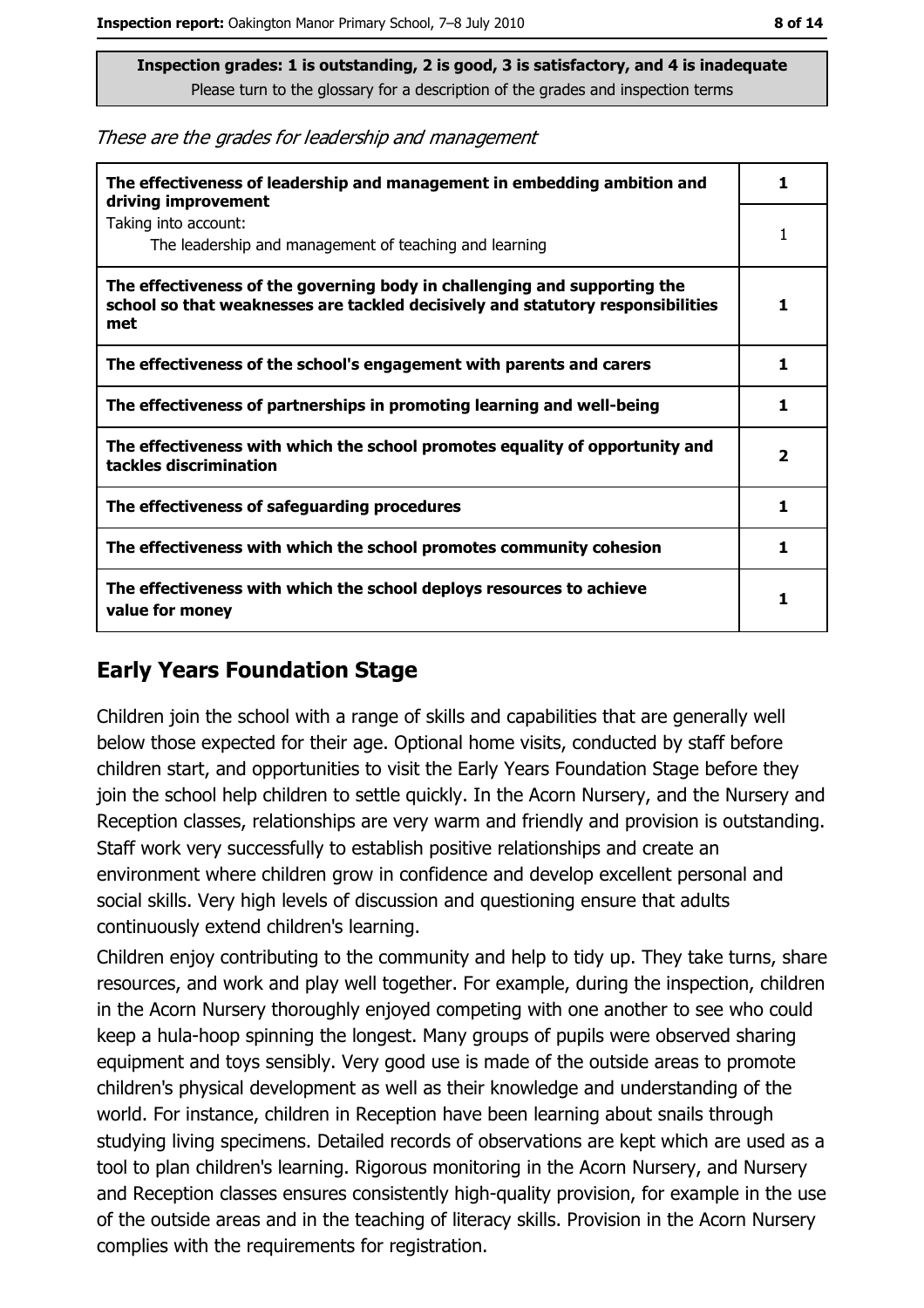**Inspection grades: 1 is outstanding, 2 is good, 3 is satisfactory, and 4 is inadequate**
Please turn to the glossary for a description of the grades and inspection terms

*These are the grades for leadership and management*

| | |
|---|---|
| **The effectiveness of leadership and management in embedding ambition and driving improvement** | **1** |
| Taking into account: The leadership and management of teaching and learning | 1 |
| **The effectiveness of the governing body in challenging and supporting the school so that weaknesses are tackled decisively and statutory responsibilities met** | **1** |
| **The effectiveness of the school's engagement with parents and carers** | **1** |
| **The effectiveness of partnerships in promoting learning and well-being** | **1** |
| **The effectiveness with which the school promotes equality of opportunity and tackles discrimination** | **2** |
| **The effectiveness of safeguarding procedures** | **1** |
| **The effectiveness with which the school promotes community cohesion** | **1** |
| **The effectiveness with which the school deploys resources to achieve value for money** | **1** |

## Early Years Foundation Stage

Children join the school with a range of skills and capabilities that are generally well below those expected for their age. Optional home visits, conducted by staff before children start, and opportunities to visit the Early Years Foundation Stage before they join the school help children to settle quickly. In the Acorn Nursery, and the Nursery and Reception classes, relationships are very warm and friendly and provision is outstanding. Staff work very successfully to establish positive relationships and create an environment where children grow in confidence and develop excellent personal and social skills. Very high levels of discussion and questioning ensure that adults continuously extend children's learning.

Children enjoy contributing to the community and help to tidy up. They take turns, share resources, and work and play well together. For example, during the inspection, children in the Acorn Nursery thoroughly enjoyed competing with one another to see who could keep a hula-hoop spinning the longest. Many groups of pupils were observed sharing equipment and toys sensibly. Very good use is made of the outside areas to promote children's physical development as well as their knowledge and understanding of the world. For instance, children in Reception have been learning about snails through studying living specimens. Detailed records of observations are kept which are used as a tool to plan children's learning. Rigorous monitoring in the Acorn Nursery, and Nursery and Reception classes ensures consistently high-quality provision, for example in the use of the outside areas and in the teaching of literacy skills. Provision in the Acorn Nursery complies with the requirements for registration.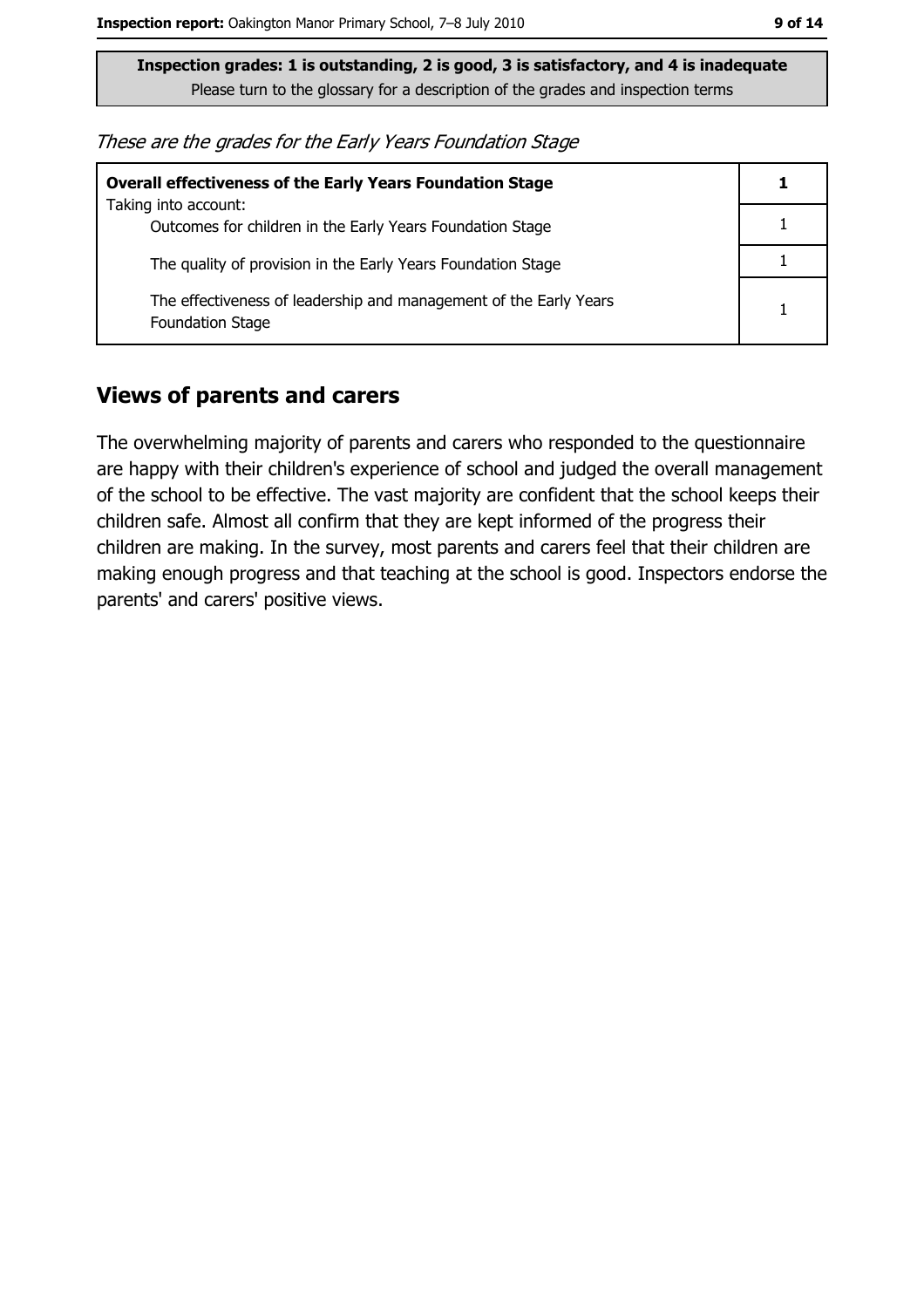**Inspection grades: 1 is outstanding, 2 is good, 3 is satisfactory, and 4 is inadequate**
Please turn to the glossary for a description of the grades and inspection terms

*These are the grades for the Early Years Foundation Stage*

| | |
|---|---|
| **Overall effectiveness of the Early Years Foundation Stage** | **1** |
| Taking into account: Outcomes for children in the Early Years Foundation Stage | 1 |
| The quality of provision in the Early Years Foundation Stage | 1 |
| The effectiveness of leadership and management of the Early Years Foundation Stage | 1 |

## Views of parents and carers

The overwhelming majority of parents and carers who responded to the questionnaire are happy with their children's experience of school and judged the overall management of the school to be effective. The vast majority are confident that the school keeps their children safe. Almost all confirm that they are kept informed of the progress their children are making. In the survey, most parents and carers feel that their children are making enough progress and that teaching at the school is good. Inspectors endorse the parents' and carers' positive views.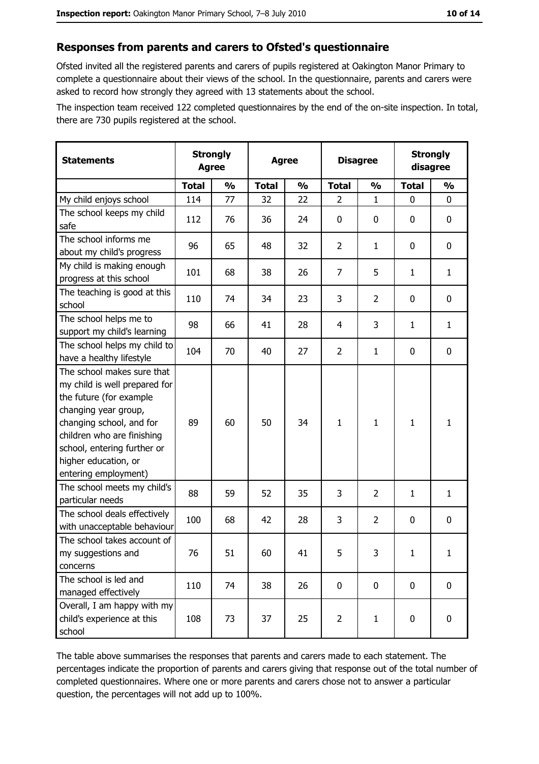## Responses from parents and carers to Ofsted's questionnaire

Ofsted invited all the registered parents and carers of pupils registered at Oakington Manor Primary to complete a questionnaire about their views of the school. In the questionnaire, parents and carers were asked to record how strongly they agreed with 13 statements about the school.

The inspection team received 122 completed questionnaires by the end of the on-site inspection. In total, there are 730 pupils registered at the school.

| Statements | Strongly Agree | | Agree | | Disagree | | Strongly disagree | |
|---|---|---|---|---|---|---|---|---|
| | Total | % | Total | % | Total | % | Total | % |
| My child enjoys school | 114 | 77 | 32 | 22 | 2 | 1 | 0 | 0 |
| The school keeps my child safe | 112 | 76 | 36 | 24 | 0 | 0 | 0 | 0 |
| The school informs me about my child's progress | 96 | 65 | 48 | 32 | 2 | 1 | 0 | 0 |
| My child is making enough progress at this school | 101 | 68 | 38 | 26 | 7 | 5 | 1 | 1 |
| The teaching is good at this school | 110 | 74 | 34 | 23 | 3 | 2 | 0 | 0 |
| The school helps me to support my child's learning | 98 | 66 | 41 | 28 | 4 | 3 | 1 | 1 |
| The school helps my child to have a healthy lifestyle | 104 | 70 | 40 | 27 | 2 | 1 | 0 | 0 |
| The school makes sure that my child is well prepared for the future (for example changing year group, changing school, and for children who are finishing school, entering further or higher education, or entering employment) | 89 | 60 | 50 | 34 | 1 | 1 | 1 | 1 |
| The school meets my child's particular needs | 88 | 59 | 52 | 35 | 3 | 2 | 1 | 1 |
| The school deals effectively with unacceptable behaviour | 100 | 68 | 42 | 28 | 3 | 2 | 0 | 0 |
| The school takes account of my suggestions and concerns | 76 | 51 | 60 | 41 | 5 | 3 | 1 | 1 |
| The school is led and managed effectively | 110 | 74 | 38 | 26 | 0 | 0 | 0 | 0 |
| Overall, I am happy with my child's experience at this school | 108 | 73 | 37 | 25 | 2 | 1 | 0 | 0 |

The table above summarises the responses that parents and carers made to each statement. The percentages indicate the proportion of parents and carers giving that response out of the total number of completed questionnaires. Where one or more parents and carers chose not to answer a particular question, the percentages will not add up to 100%.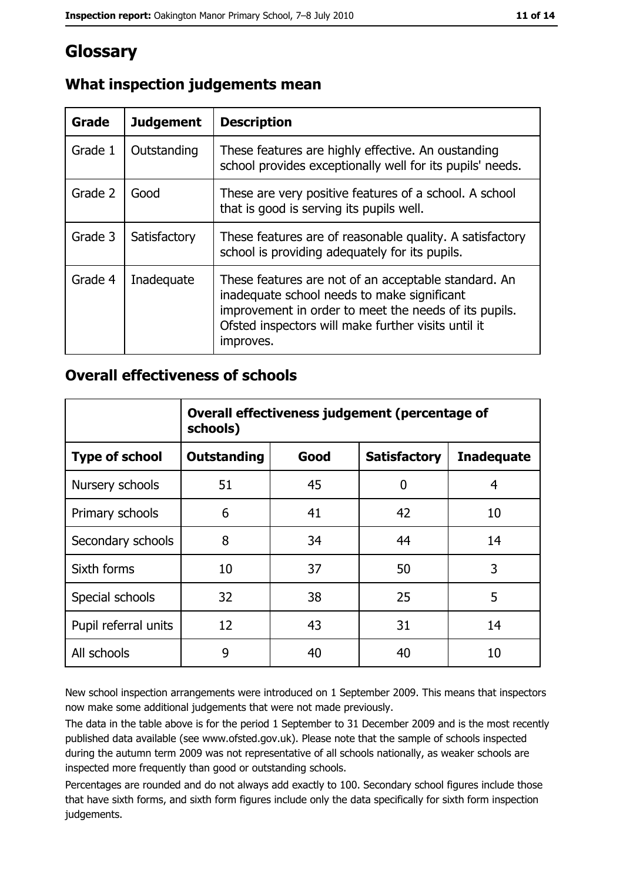# Glossary

## What inspection judgements mean

| Grade | Judgement | Description |
|---|---|---|
| Grade 1 | Outstanding | These features are highly effective. An oustanding school provides exceptionally well for its pupils' needs. |
| Grade 2 | Good | These are very positive features of a school. A school that is good is serving its pupils well. |
| Grade 3 | Satisfactory | These features are of reasonable quality. A satisfactory school is providing adequately for its pupils. |
| Grade 4 | Inadequate | These features are not of an acceptable standard. An inadequate school needs to make significant improvement in order to meet the needs of its pupils. Ofsted inspectors will make further visits until it improves. |

## Overall effectiveness of schools

| | Overall effectiveness judgement (percentage of schools) | | | |
|---|---|---|---|---|
| **Type of school** | **Outstanding** | **Good** | **Satisfactory** | **Inadequate** |
| Nursery schools | 51 | 45 | 0 | 4 |
| Primary schools | 6 | 41 | 42 | 10 |
| Secondary schools | 8 | 34 | 44 | 14 |
| Sixth forms | 10 | 37 | 50 | 3 |
| Special schools | 32 | 38 | 25 | 5 |
| Pupil referral units | 12 | 43 | 31 | 14 |
| All schools | 9 | 40 | 40 | 10 |

New school inspection arrangements were introduced on 1 September 2009. This means that inspectors now make some additional judgements that were not made previously.

The data in the table above is for the period 1 September to 31 December 2009 and is the most recently published data available (see www.ofsted.gov.uk). Please note that the sample of schools inspected during the autumn term 2009 was not representative of all schools nationally, as weaker schools are inspected more frequently than good or outstanding schools.

Percentages are rounded and do not always add exactly to 100. Secondary school figures include those that have sixth forms, and sixth form figures include only the data specifically for sixth form inspection judgements.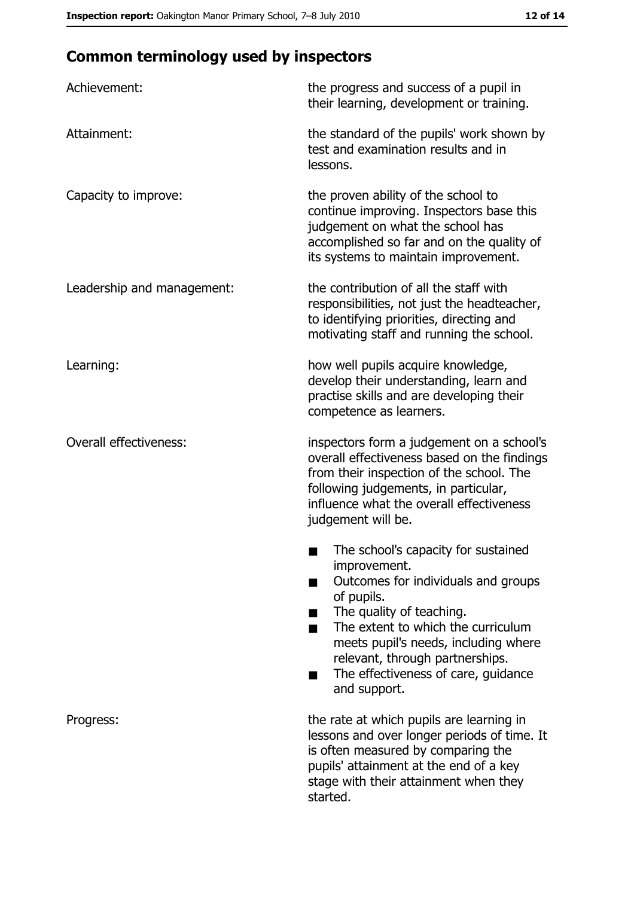## Common terminology used by inspectors

| | |
|---|---|
| Achievement: | the progress and success of a pupil in their learning, development or training. |
| Attainment: | the standard of the pupils' work shown by test and examination results and in lessons. |
| Capacity to improve: | the proven ability of the school to continue improving. Inspectors base this judgement on what the school has accomplished so far and on the quality of its systems to maintain improvement. |
| Leadership and management: | the contribution of all the staff with responsibilities, not just the headteacher, to identifying priorities, directing and motivating staff and running the school. |
| Learning: | how well pupils acquire knowledge, develop their understanding, learn and practise skills and are developing their competence as learners. |
| Overall effectiveness: | inspectors form a judgement on a school's overall effectiveness based on the findings from their inspection of the school. The following judgements, in particular, influence what the overall effectiveness judgement will be.<br>■ The school's capacity for sustained improvement.<br>■ Outcomes for individuals and groups of pupils.<br>■ The quality of teaching.<br>■ The extent to which the curriculum meets pupil's needs, including where relevant, through partnerships.<br>■ The effectiveness of care, guidance and support. |
| Progress: | the rate at which pupils are learning in lessons and over longer periods of time. It is often measured by comparing the pupils' attainment at the end of a key stage with their attainment when they started. |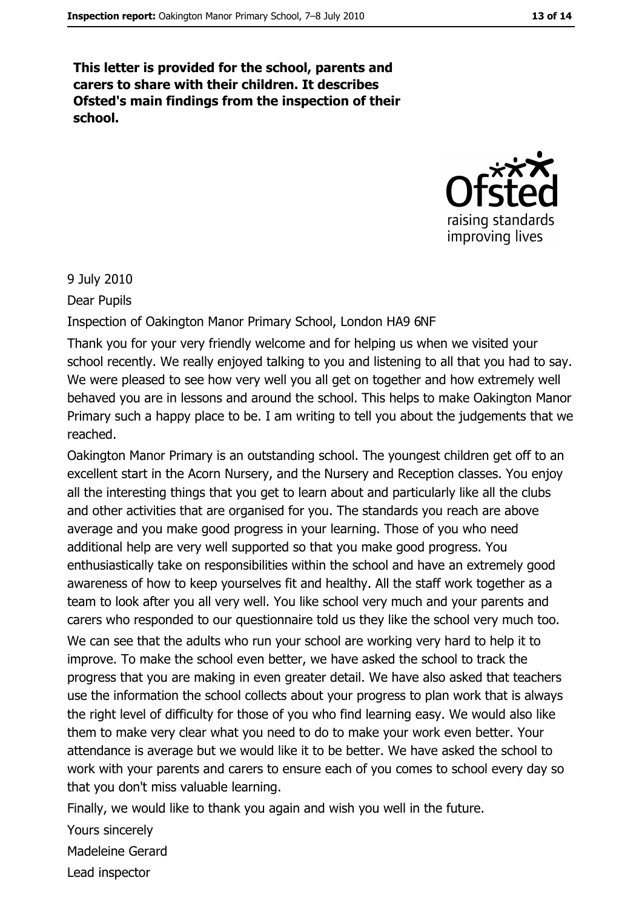**This letter is provided for the school, parents and carers to share with their children. It describes Ofsted's main findings from the inspection of their school.**

9 July 2010

Dear Pupils

Inspection of Oakington Manor Primary School, London HA9 6NF

Thank you for your very friendly welcome and for helping us when we visited your school recently. We really enjoyed talking to you and listening to all that you had to say. We were pleased to see how very well you all get on together and how extremely well behaved you are in lessons and around the school. This helps to make Oakington Manor Primary such a happy place to be. I am writing to tell you about the judgements that we reached.

Oakington Manor Primary is an outstanding school. The youngest children get off to an excellent start in the Acorn Nursery, and the Nursery and Reception classes. You enjoy all the interesting things that you get to learn about and particularly like all the clubs and other activities that are organised for you. The standards you reach are above average and you make good progress in your learning. Those of you who need additional help are very well supported so that you make good progress. You enthusiastically take on responsibilities within the school and have an extremely good awareness of how to keep yourselves fit and healthy. All the staff work together as a team to look after you all very well. You like school very much and your parents and carers who responded to our questionnaire told us they like the school very much too.

We can see that the adults who run your school are working very hard to help it to improve. To make the school even better, we have asked the school to track the progress that you are making in even greater detail. We have also asked that teachers use the information the school collects about your progress to plan work that is always the right level of difficulty for those of you who find learning easy. We would also like them to make very clear what you need to do to make your work even better. Your attendance is average but we would like it to be better. We have asked the school to work with your parents and carers to ensure each of you comes to school every day so that you don't miss valuable learning.

Finally, we would like to thank you again and wish you well in the future.

Yours sincerely

Madeleine Gerard

Lead inspector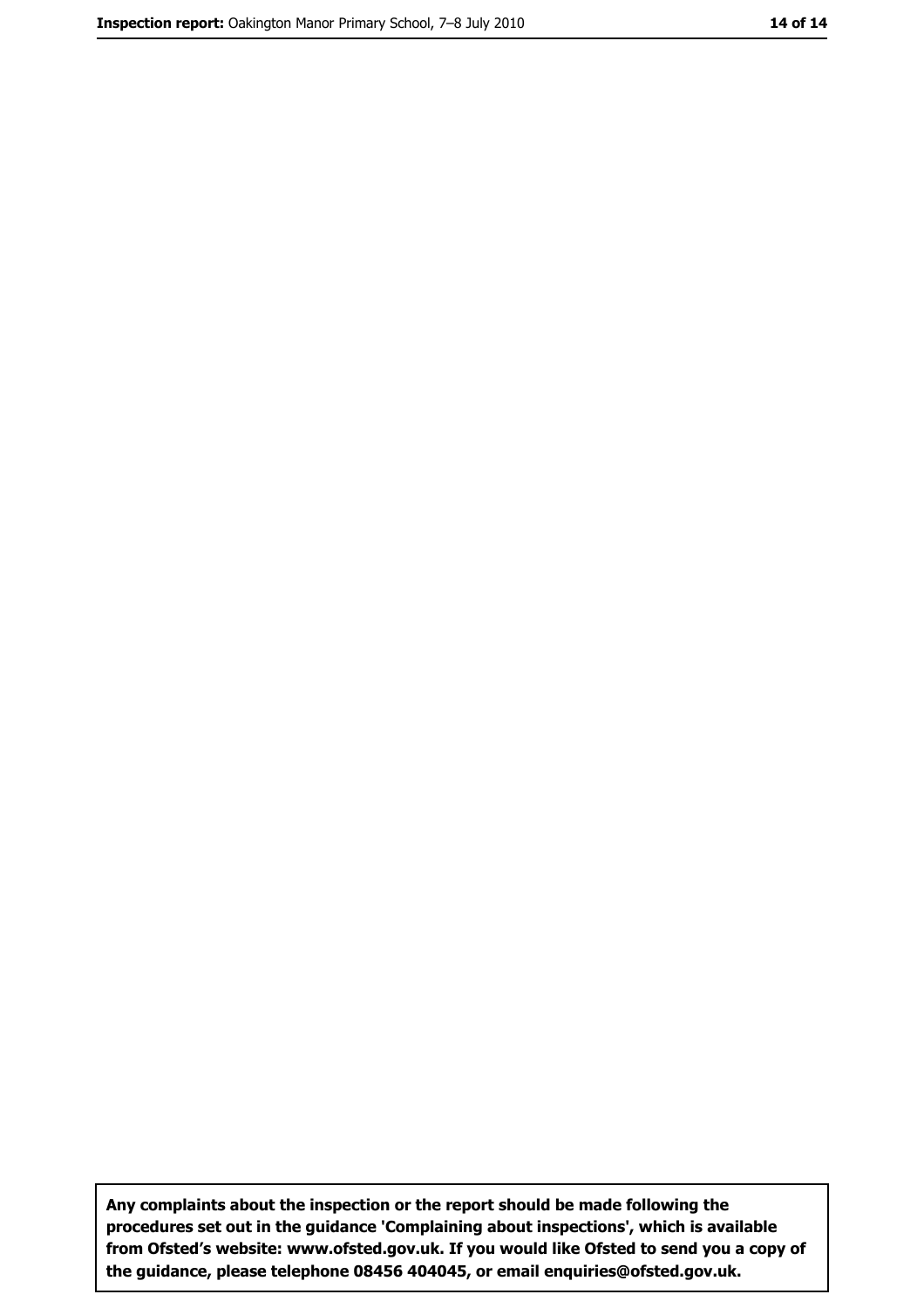**Any complaints about the inspection or the report should be made following the procedures set out in the guidance 'Complaining about inspections', which is available from Ofsted's website: www.ofsted.gov.uk. If you would like Ofsted to send you a copy of the guidance, please telephone 08456 404045, or email enquiries@ofsted.gov.uk.**